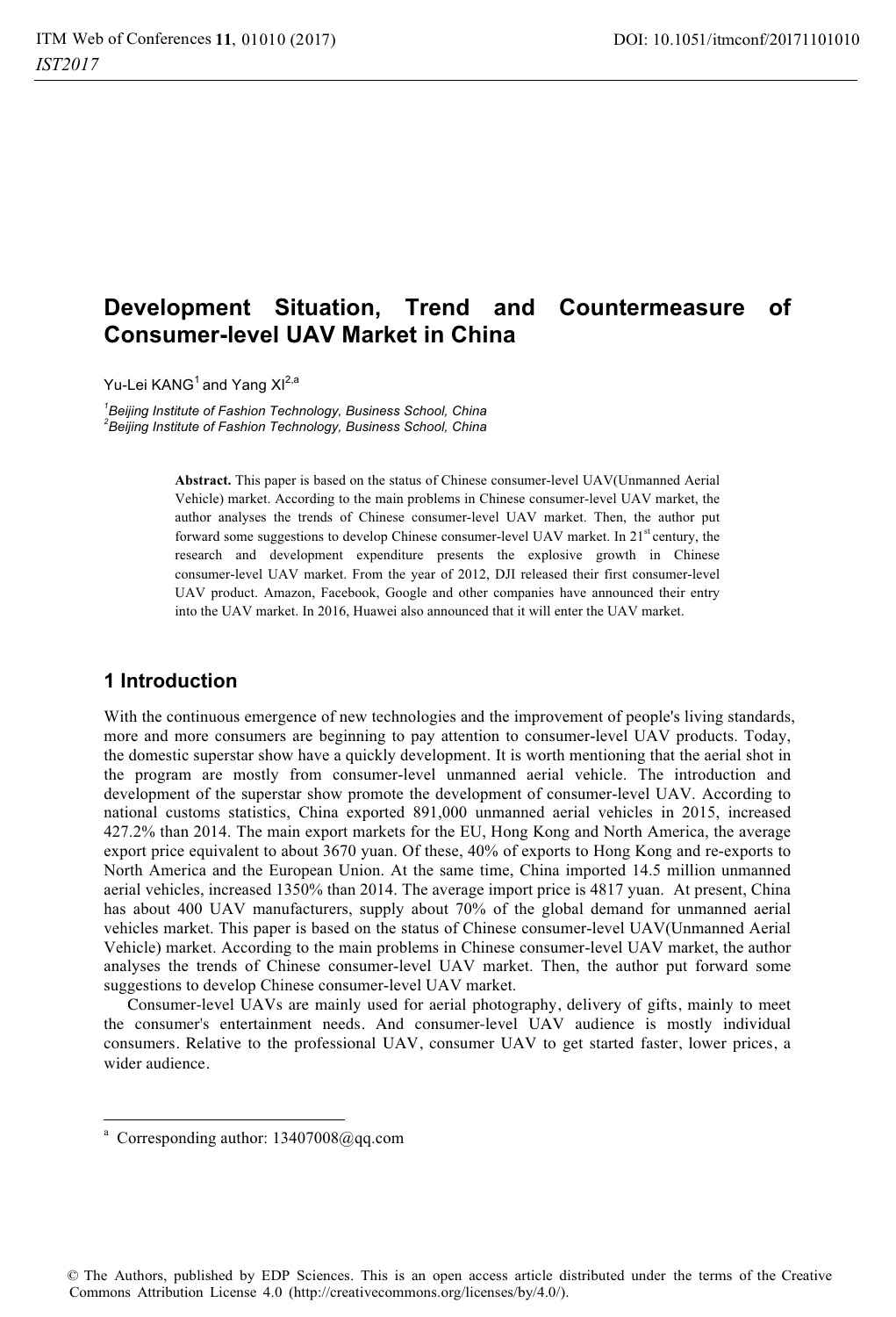# Development Situation, Trend and Countermeasure of Consumer-level UAV Market in China

Yu-Lei KANG[1] and Yang XI[2,a]

[1]*Beijing Institute of Fashion Technology, Business School, China*
[2]*Beijing Institute of Fashion Technology, Business School, China*

**Abstract.** This paper is based on the status of Chinese consumer-level UAV(Unmanned Aerial Vehicle) market. According to the main problems in Chinese consumer-level UAV market, the author analyses the trends of Chinese consumer-level UAV market. Then, the author put forward some suggestions to develop Chinese consumer-level UAV market. In 21st century, the research and development expenditure presents the explosive growth in Chinese consumer-level UAV market. From the year of 2012, DJI released their first consumer-level UAV product. Amazon, Facebook, Google and other companies have announced their entry into the UAV market. In 2016, Huawei also announced that it will enter the UAV market.

## 1 Introduction

With the continuous emergence of new technologies and the improvement of people's living standards, more and more consumers are beginning to pay attention to consumer-level UAV products. Today, the domestic superstar show have a quickly development. It is worth mentioning that the aerial shot in the program are mostly from consumer-level unmanned aerial vehicle. The introduction and development of the superstar show promote the development of consumer-level UAV. According to national customs statistics, China exported 891,000 unmanned aerial vehicles in 2015, increased 427.2% than 2014. The main export markets for the EU, Hong Kong and North America, the average export price equivalent to about 3670 yuan. Of these, 40% of exports to Hong Kong and re-exports to North America and the European Union. At the same time, China imported 14.5 million unmanned aerial vehicles, increased 1350% than 2014. The average import price is 4817 yuan. At present, China has about 400 UAV manufacturers, supply about 70% of the global demand for unmanned aerial vehicles market. This paper is based on the status of Chinese consumer-level UAV(Unmanned Aerial Vehicle) market. According to the main problems in Chinese consumer-level UAV market, the author analyses the trends of Chinese consumer-level UAV market. Then, the author put forward some suggestions to develop Chinese consumer-level UAV market.

Consumer-level UAVs are mainly used for aerial photography, delivery of gifts, mainly to meet the consumer's entertainment needs. And consumer-level UAV audience is mostly individual consumers. Relative to the professional UAV, consumer UAV to get started faster, lower prices, a wider audience.

---

[a] Corresponding author: 13407008@qq.com

© The Authors, published by EDP Sciences. This is an open access article distributed under the terms of the Creative Commons Attribution License 4.0 (http://creativecommons.org/licenses/by/4.0/).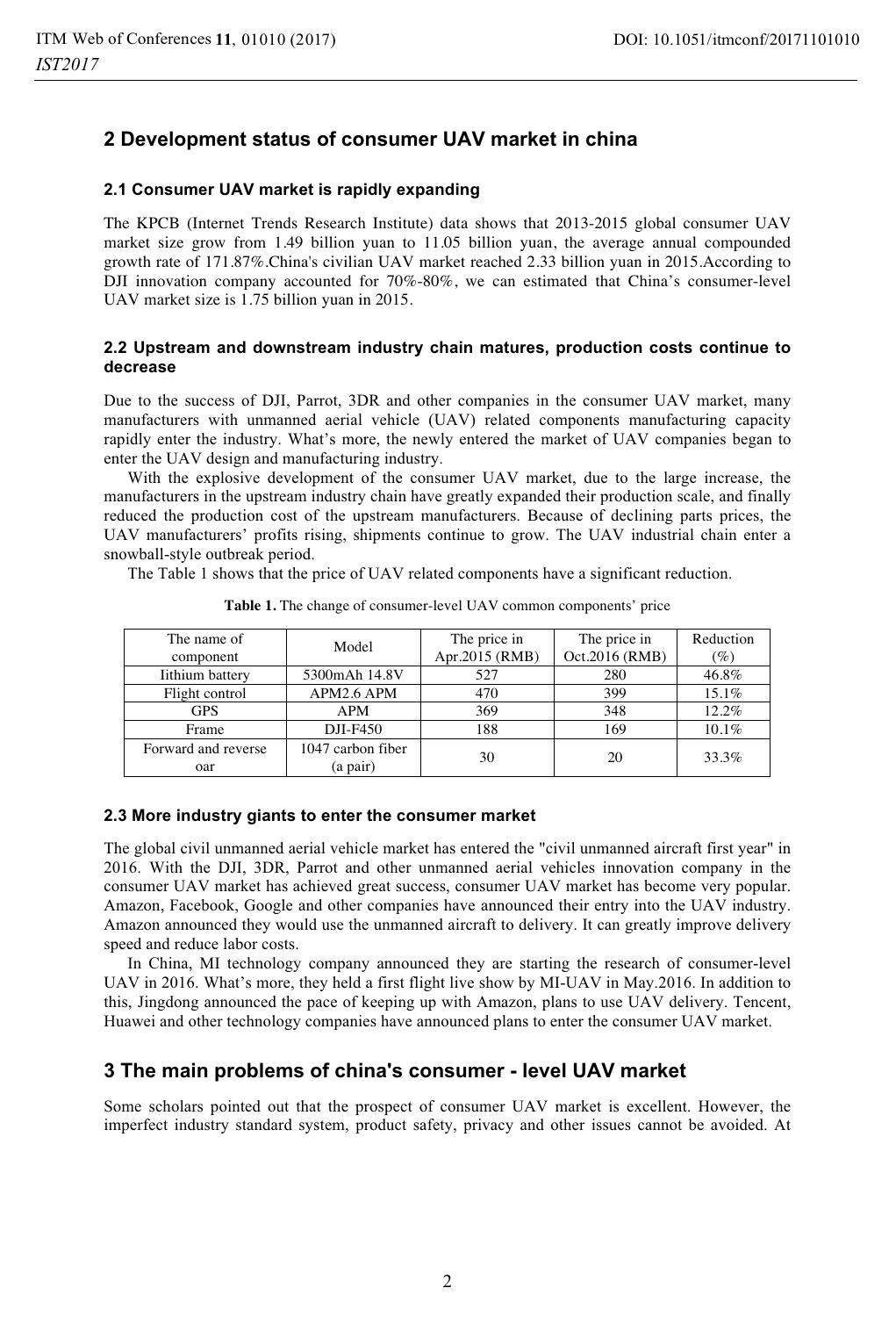## 2 Development status of consumer UAV market in china

### 2.1 Consumer UAV market is rapidly expanding

The KPCB (Internet Trends Research Institute) data shows that 2013-2015 global consumer UAV market size grow from 1.49 billion yuan to 11.05 billion yuan, the average annual compounded growth rate of 171.87%.China's civilian UAV market reached 2.33 billion yuan in 2015.According to DJI innovation company accounted for 70%-80%, we can estimated that China's consumer-level UAV market size is 1.75 billion yuan in 2015.

### 2.2 Upstream and downstream industry chain matures, production costs continue to decrease

Due to the success of DJI, Parrot, 3DR and other companies in the consumer UAV market, many manufacturers with unmanned aerial vehicle (UAV) related components manufacturing capacity rapidly enter the industry. What's more, the newly entered the market of UAV companies began to enter the UAV design and manufacturing industry.

With the explosive development of the consumer UAV market, due to the large increase, the manufacturers in the upstream industry chain have greatly expanded their production scale, and finally reduced the production cost of the upstream manufacturers. Because of declining parts prices, the UAV manufacturers' profits rising, shipments continue to grow. The UAV industrial chain enter a snowball-style outbreak period.

The Table 1 shows that the price of UAV related components have a significant reduction.

**Table 1.** The change of consumer-level UAV common components' price

| The name of component | Model | The price in Apr.2015 (RMB) | The price in Oct.2016 (RMB) | Reduction (%) |
|---|---|---|---|---|
| Iithium battery | 5300mAh 14.8V | 527 | 280 | 46.8% |
| Flight control | APM2.6 APM | 470 | 399 | 15.1% |
| GPS | APM | 369 | 348 | 12.2% |
| Frame | DJI-F450 | 188 | 169 | 10.1% |
| Forward and reverse oar | 1047 carbon fiber (a pair) | 30 | 20 | 33.3% |

### 2.3 More industry giants to enter the consumer market

The global civil unmanned aerial vehicle market has entered the "civil unmanned aircraft first year" in 2016. With the DJI, 3DR, Parrot and other unmanned aerial vehicles innovation company in the consumer UAV market has achieved great success, consumer UAV market has become very popular. Amazon, Facebook, Google and other companies have announced their entry into the UAV industry. Amazon announced they would use the unmanned aircraft to delivery. It can greatly improve delivery speed and reduce labor costs.

In China, MI technology company announced they are starting the research of consumer-level UAV in 2016. What's more, they held a first flight live show by MI-UAV in May.2016. In addition to this, Jingdong announced the pace of keeping up with Amazon, plans to use UAV delivery. Tencent, Huawei and other technology companies have announced plans to enter the consumer UAV market.

## 3 The main problems of china's consumer - level UAV market

Some scholars pointed out that the prospect of consumer UAV market is excellent. However, the imperfect industry standard system, product safety, privacy and other issues cannot be avoided. At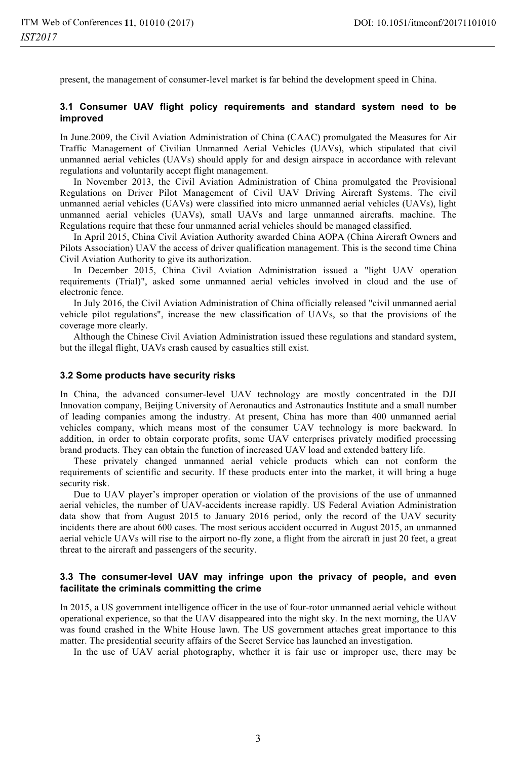present, the management of consumer-level market is far behind the development speed in China.

### 3.1 Consumer UAV flight policy requirements and standard system need to be improved

In June.2009, the Civil Aviation Administration of China (CAAC) promulgated the Measures for Air Traffic Management of Civilian Unmanned Aerial Vehicles (UAVs), which stipulated that civil unmanned aerial vehicles (UAVs) should apply for and design airspace in accordance with relevant regulations and voluntarily accept flight management.

In November 2013, the Civil Aviation Administration of China promulgated the Provisional Regulations on Driver Pilot Management of Civil UAV Driving Aircraft Systems. The civil unmanned aerial vehicles (UAVs) were classified into micro unmanned aerial vehicles (UAVs), light unmanned aerial vehicles (UAVs), small UAVs and large unmanned aircrafts. machine. The Regulations require that these four unmanned aerial vehicles should be managed classified.

In April 2015, China Civil Aviation Authority awarded China AOPA (China Aircraft Owners and Pilots Association) UAV the access of driver qualification management. This is the second time China Civil Aviation Authority to give its authorization.

In December 2015, China Civil Aviation Administration issued a "light UAV operation requirements (Trial)", asked some unmanned aerial vehicles involved in cloud and the use of electronic fence.

In July 2016, the Civil Aviation Administration of China officially released "civil unmanned aerial vehicle pilot regulations", increase the new classification of UAVs, so that the provisions of the coverage more clearly.

Although the Chinese Civil Aviation Administration issued these regulations and standard system, but the illegal flight, UAVs crash caused by casualties still exist.

### 3.2 Some products have security risks

In China, the advanced consumer-level UAV technology are mostly concentrated in the DJI Innovation company, Beijing University of Aeronautics and Astronautics Institute and a small number of leading companies among the industry. At present, China has more than 400 unmanned aerial vehicles company, which means most of the consumer UAV technology is more backward. In addition, in order to obtain corporate profits, some UAV enterprises privately modified processing brand products. They can obtain the function of increased UAV load and extended battery life.

These privately changed unmanned aerial vehicle products which can not conform the requirements of scientific and security. If these products enter into the market, it will bring a huge security risk.

Due to UAV player's improper operation or violation of the provisions of the use of unmanned aerial vehicles, the number of UAV-accidents increase rapidly. US Federal Aviation Administration data show that from August 2015 to January 2016 period, only the record of the UAV security incidents there are about 600 cases. The most serious accident occurred in August 2015, an unmanned aerial vehicle UAVs will rise to the airport no-fly zone, a flight from the aircraft in just 20 feet, a great threat to the aircraft and passengers of the security.

### 3.3 The consumer-level UAV may infringe upon the privacy of people, and even facilitate the criminals committing the crime

In 2015, a US government intelligence officer in the use of four-rotor unmanned aerial vehicle without operational experience, so that the UAV disappeared into the night sky. In the next morning, the UAV was found crashed in the White House lawn. The US government attaches great importance to this matter. The presidential security affairs of the Secret Service has launched an investigation.

In the use of UAV aerial photography, whether it is fair use or improper use, there may be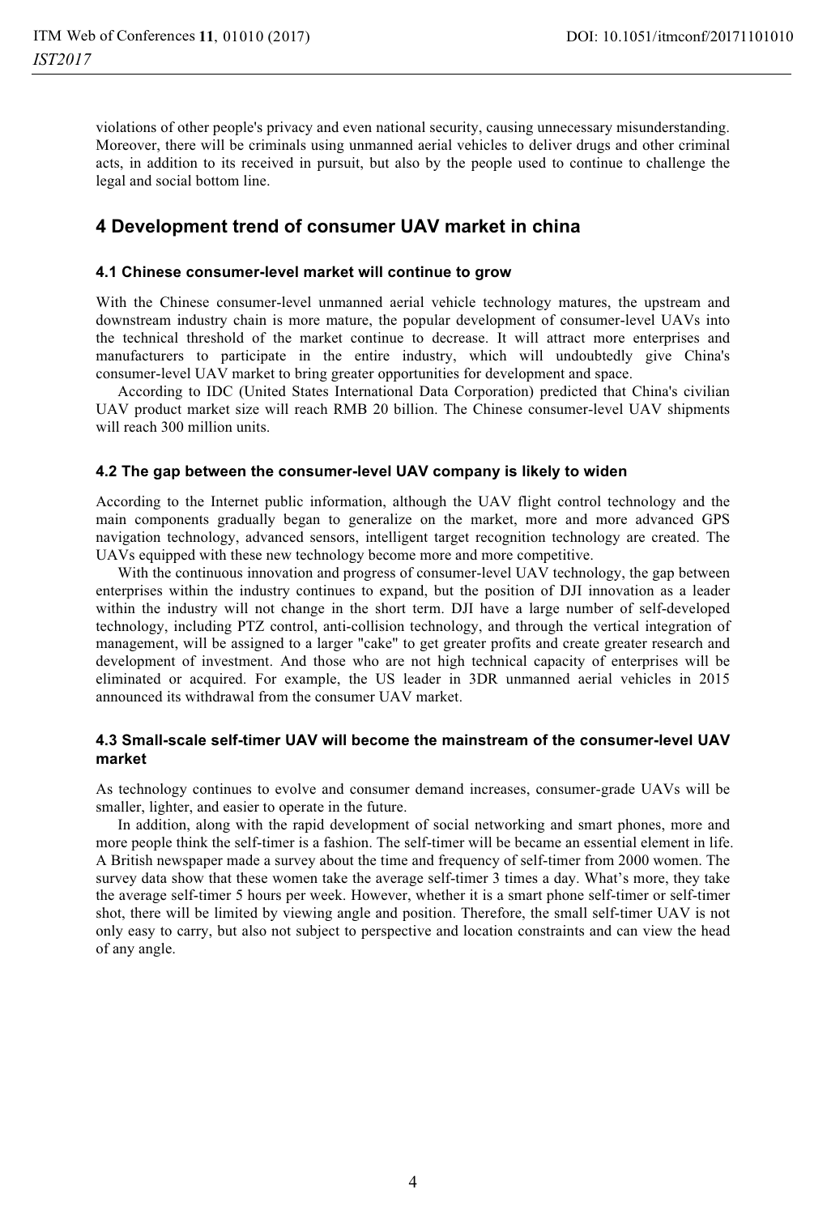violations of other people's privacy and even national security, causing unnecessary misunderstanding. Moreover, there will be criminals using unmanned aerial vehicles to deliver drugs and other criminal acts, in addition to its received in pursuit, but also by the people used to continue to challenge the legal and social bottom line.

## 4 Development trend of consumer UAV market in china

### 4.1 Chinese consumer-level market will continue to grow

With the Chinese consumer-level unmanned aerial vehicle technology matures, the upstream and downstream industry chain is more mature, the popular development of consumer-level UAVs into the technical threshold of the market continue to decrease. It will attract more enterprises and manufacturers to participate in the entire industry, which will undoubtedly give China's consumer-level UAV market to bring greater opportunities for development and space.

According to IDC (United States International Data Corporation) predicted that China's civilian UAV product market size will reach RMB 20 billion. The Chinese consumer-level UAV shipments will reach 300 million units.

### 4.2 The gap between the consumer-level UAV company is likely to widen

According to the Internet public information, although the UAV flight control technology and the main components gradually began to generalize on the market, more and more advanced GPS navigation technology, advanced sensors, intelligent target recognition technology are created. The UAVs equipped with these new technology become more and more competitive.

With the continuous innovation and progress of consumer-level UAV technology, the gap between enterprises within the industry continues to expand, but the position of DJI innovation as a leader within the industry will not change in the short term. DJI have a large number of self-developed technology, including PTZ control, anti-collision technology, and through the vertical integration of management, will be assigned to a larger "cake" to get greater profits and create greater research and development of investment. And those who are not high technical capacity of enterprises will be eliminated or acquired. For example, the US leader in 3DR unmanned aerial vehicles in 2015 announced its withdrawal from the consumer UAV market.

### 4.3 Small-scale self-timer UAV will become the mainstream of the consumer-level UAV market

As technology continues to evolve and consumer demand increases, consumer-grade UAVs will be smaller, lighter, and easier to operate in the future.

In addition, along with the rapid development of social networking and smart phones, more and more people think the self-timer is a fashion. The self-timer will be became an essential element in life. A British newspaper made a survey about the time and frequency of self-timer from 2000 women. The survey data show that these women take the average self-timer 3 times a day. What's more, they take the average self-timer 5 hours per week. However, whether it is a smart phone self-timer or self-timer shot, there will be limited by viewing angle and position. Therefore, the small self-timer UAV is not only easy to carry, but also not subject to perspective and location constraints and can view the head of any angle.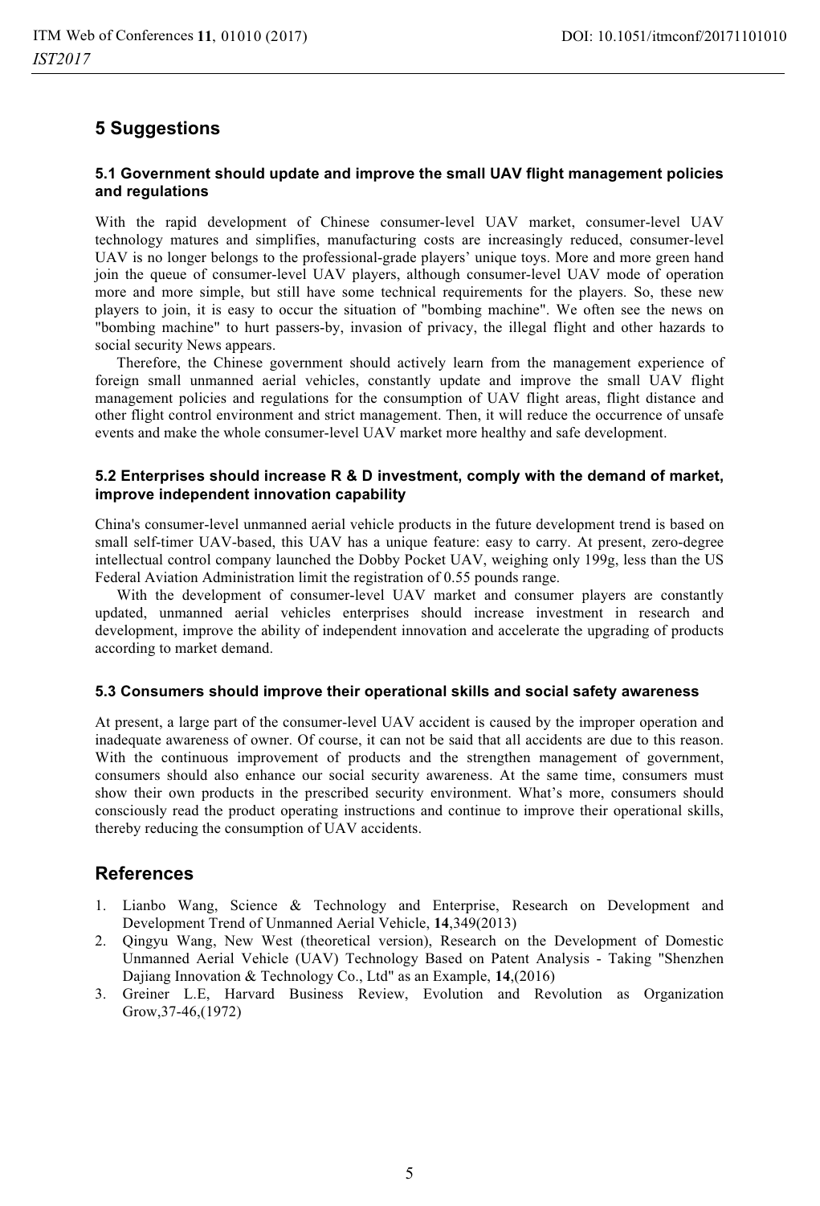## 5 Suggestions

### 5.1 Government should update and improve the small UAV flight management policies and regulations

With the rapid development of Chinese consumer-level UAV market, consumer-level UAV technology matures and simplifies, manufacturing costs are increasingly reduced, consumer-level UAV is no longer belongs to the professional-grade players' unique toys. More and more green hand join the queue of consumer-level UAV players, although consumer-level UAV mode of operation more and more simple, but still have some technical requirements for the players. So, these new players to join, it is easy to occur the situation of "bombing machine". We often see the news on "bombing machine" to hurt passers-by, invasion of privacy, the illegal flight and other hazards to social security News appears.

Therefore, the Chinese government should actively learn from the management experience of foreign small unmanned aerial vehicles, constantly update and improve the small UAV flight management policies and regulations for the consumption of UAV flight areas, flight distance and other flight control environment and strict management. Then, it will reduce the occurrence of unsafe events and make the whole consumer-level UAV market more healthy and safe development.

### 5.2 Enterprises should increase R & D investment, comply with the demand of market, improve independent innovation capability

China's consumer-level unmanned aerial vehicle products in the future development trend is based on small self-timer UAV-based, this UAV has a unique feature: easy to carry. At present, zero-degree intellectual control company launched the Dobby Pocket UAV, weighing only 199g, less than the US Federal Aviation Administration limit the registration of 0.55 pounds range.

With the development of consumer-level UAV market and consumer players are constantly updated, unmanned aerial vehicles enterprises should increase investment in research and development, improve the ability of independent innovation and accelerate the upgrading of products according to market demand.

### 5.3 Consumers should improve their operational skills and social safety awareness

At present, a large part of the consumer-level UAV accident is caused by the improper operation and inadequate awareness of owner. Of course, it can not be said that all accidents are due to this reason. With the continuous improvement of products and the strengthen management of government, consumers should also enhance our social security awareness. At the same time, consumers must show their own products in the prescribed security environment. What's more, consumers should consciously read the product operating instructions and continue to improve their operational skills, thereby reducing the consumption of UAV accidents.

## References

1. Lianbo Wang, Science & Technology and Enterprise, Research on Development and Development Trend of Unmanned Aerial Vehicle, **14**,349(2013)
2. Qingyu Wang, New West (theoretical version), Research on the Development of Domestic Unmanned Aerial Vehicle (UAV) Technology Based on Patent Analysis - Taking "Shenzhen Dajiang Innovation & Technology Co., Ltd" as an Example, **14**,(2016)
3. Greiner L.E, Harvard Business Review, Evolution and Revolution as Organization Grow,37-46,(1972)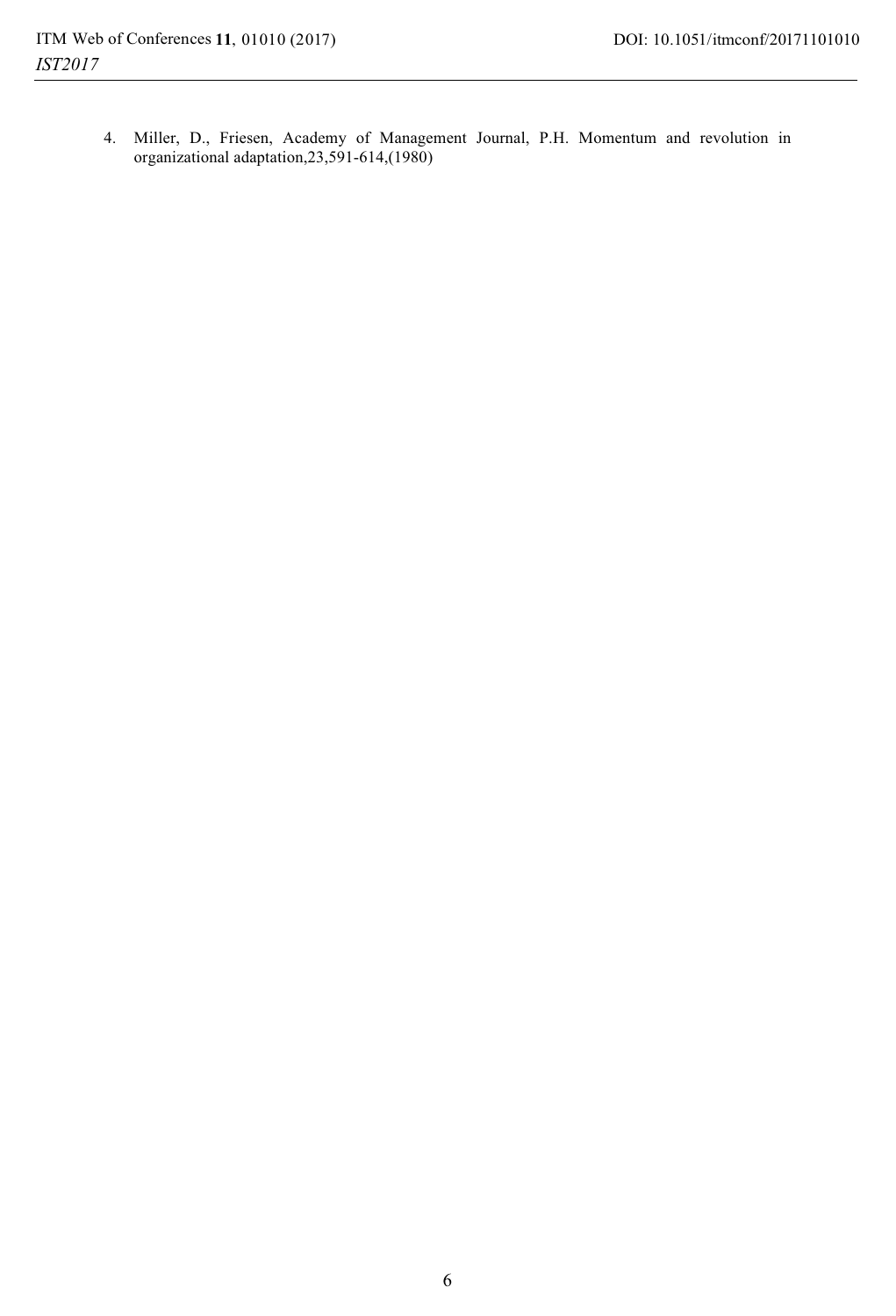4. Miller, D., Friesen, Academy of Management Journal, P.H. Momentum and revolution in organizational adaptation,23,591-614,(1980)